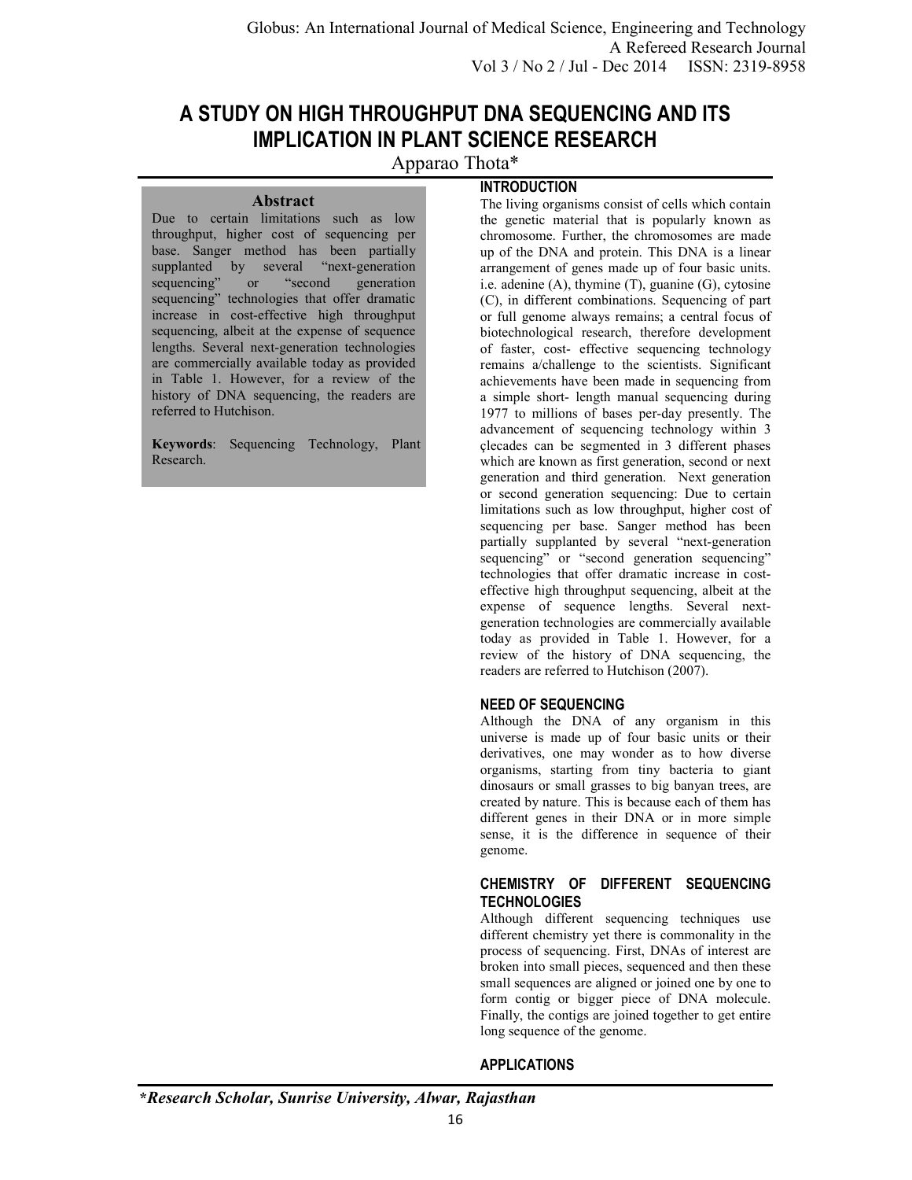# A STUDY ON HIGH THROUGHPUT DNA SEQUENCING AND ITS IMPLICATION IN PLANT SCIENCE RESEARCH

Apparao Thota*

## Abstract

Due to certain limitations such as low throughput, higher cost of sequencing per base. Sanger method has been partially supplanted by several “next-generation sequencing” or “second generation sequencing” technologies that offer dramatic increase in cost-effective high throughput sequencing, albeit at the expense of sequence lengths. Several next-generation technologies are commercially available today as provided in Table 1. However, for a review of the history of DNA sequencing, the readers are referred to Hutchison.

**Keywords**: Sequencing Technology, Plant Research.

## INTRODUCTION

The living organisms consist of cells which contain the genetic material that is popularly known as chromosome. Further, the chromosomes are made up of the DNA and protein. This DNA is a linear arrangement of genes made up of four basic units. i.e. adenine (A), thymine (T), guanine (G), cytosine (C), in different combinations. Sequencing of part or full genome always remains; a central focus of biotechnological research, therefore development of faster, cost- effective sequencing technology remains a/challenge to the scientists. Significant achievements have been made in sequencing from a simple short- length manual sequencing during 1977 to millions of bases per-day presently. The advancement of sequencing technology within 3 çlecades can be segmented in 3 different phases which are known as first generation, second or next generation and third generation. Next generation or second generation sequencing: Due to certain limitations such as low throughput, higher cost of sequencing per base. Sanger method has been partially supplanted by several “next-generation sequencing” or “second generation sequencing” technologies that offer dramatic increase in cost-effective high throughput sequencing, albeit at the expense of sequence lengths. Several next-generation technologies are commercially available today as provided in Table 1. However, for a review of the history of DNA sequencing, the readers are referred to Hutchison (2007).

## NEED OF SEQUENCING

Although the DNA of any organism in this universe is made up of four basic units or their derivatives, one may wonder as to how diverse organisms, starting from tiny bacteria to giant dinosaurs or small grasses to big banyan trees, are created by nature. This is because each of them has different genes in their DNA or in more simple sense, it is the difference in sequence of their genome.

## CHEMISTRY OF DIFFERENT SEQUENCING TECHNOLOGIES

Although different sequencing techniques use different chemistry yet there is commonality in the process of sequencing. First, DNAs of interest are broken into small pieces, sequenced and then these small sequences are aligned or joined one by one to form contig or bigger piece of DNA molecule. Finally, the contigs are joined together to get entire long sequence of the genome.

## APPLICATIONS

**\*Research Scholar, Sunrise University, Alwar, Rajasthan**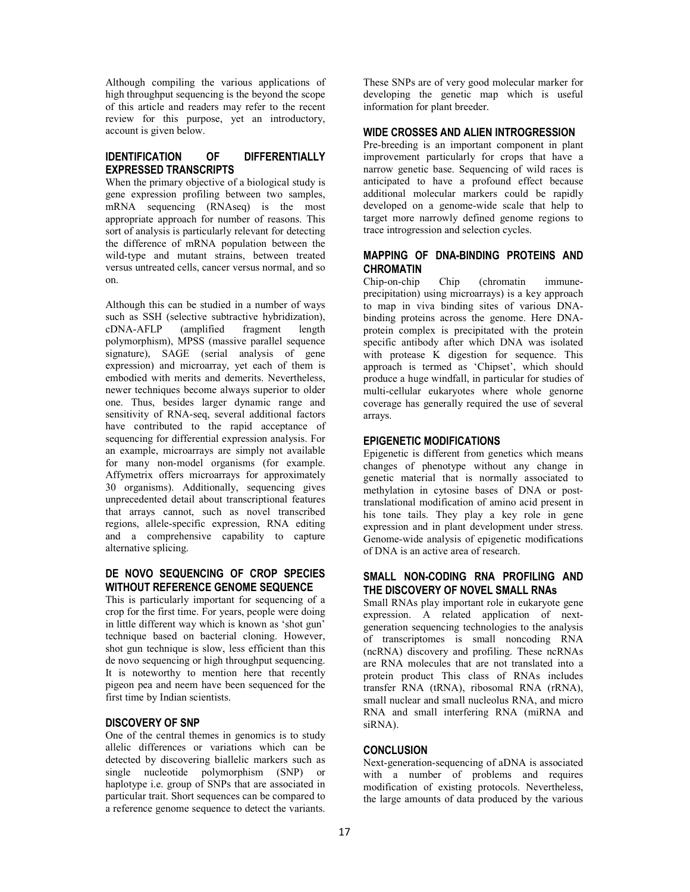Although compiling the various applications of high throughput sequencing is the beyond the scope of this article and readers may refer to the recent review for this purpose, yet an introductory, account is given below.

## IDENTIFICATION OF DIFFERENTIALLY EXPRESSED TRANSCRIPTS

When the primary objective of a biological study is gene expression profiling between two samples, mRNA sequencing (RNAseq) is the most appropriate approach for number of reasons. This sort of analysis is particularly relevant for detecting the difference of mRNA population between the wild-type and mutant strains, between treated versus untreated cells, cancer versus normal, and so on.

Although this can be studied in a number of ways such as SSH (selective subtractive hybridization), cDNA-AFLP (amplified fragment length polymorphism), MPSS (massive parallel sequence signature), SAGE (serial analysis of gene expression) and microarray, yet each of them is embodied with merits and demerits. Nevertheless, newer techniques become always superior to older one. Thus, besides larger dynamic range and sensitivity of RNA-seq, several additional factors have contributed to the rapid acceptance of sequencing for differential expression analysis. For an example, microarrays are simply not available for many non-model organisms (for example. Affymetrix offers microarrays for approximately 30 organisms). Additionally, sequencing gives unprecedented detail about transcriptional features that arrays cannot, such as novel transcribed regions, allele-specific expression, RNA editing and a comprehensive capability to capture alternative splicing.

## DE NOVO SEQUENCING OF CROP SPECIES WITHOUT REFERENCE GENOME SEQUENCE

This is particularly important for sequencing of a crop for the first time. For years, people were doing in little different way which is known as 'shot gun' technique based on bacterial cloning. However, shot gun technique is slow, less efficient than this de novo sequencing or high throughput sequencing. It is noteworthy to mention here that recently pigeon pea and neem have been sequenced for the first time by Indian scientists.

## DISCOVERY OF SNP

One of the central themes in genomics is to study allelic differences or variations which can be detected by discovering biallelic markers such as single nucleotide polymorphism (SNP) or haplotype i.e. group of SNPs that are associated in particular trait. Short sequences can be compared to a reference genome sequence to detect the variants. These SNPs are of very good molecular marker for developing the genetic map which is useful information for plant breeder.

## WIDE CROSSES AND ALIEN INTROGRESSION

Pre-breeding is an important component in plant improvement particularly for crops that have a narrow genetic base. Sequencing of wild races is anticipated to have a profound effect because additional molecular markers could be rapidly developed on a genome-wide scale that help to target more narrowly defined genome regions to trace introgression and selection cycles.

## MAPPING OF DNA-BINDING PROTEINS AND CHROMATIN

Chip-on-chip Chip (chromatin immune-precipitation) using microarrays) is a key approach to map in viva binding sites of various DNA-binding proteins across the genome. Here DNA-protein complex is precipitated with the protein specific antibody after which DNA was isolated with protease K digestion for sequence. This approach is termed as 'Chipset', which should produce a huge windfall, in particular for studies of multi-cellular eukaryotes where whole genorne coverage has generally required the use of several arrays.

## EPIGENETIC MODIFICATIONS

Epigenetic is different from genetics which means changes of phenotype without any change in genetic material that is normally associated to methylation in cytosine bases of DNA or post-translational modification of amino acid present in his tone tails. They play a key role in gene expression and in plant development under stress. Genome-wide analysis of epigenetic modifications of DNA is an active area of research.

## SMALL NON-CODING RNA PROFILING AND THE DISCOVERY OF NOVEL SMALL RNAs

Small RNAs play important role in eukaryote gene expression. A related application of next-generation sequencing technologies to the analysis of transcriptomes is small noncoding RNA (ncRNA) discovery and profiling. These ncRNAs are RNA molecules that are not translated into a protein product This class of RNAs includes transfer RNA (tRNA), ribosomal RNA (rRNA), small nuclear and small nucleolus RNA, and micro RNA and small interfering RNA (miRNA and siRNA).

## CONCLUSION

Next-generation-sequencing of aDNA is associated with a number of problems and requires modification of existing protocols. Nevertheless, the large amounts of data produced by the various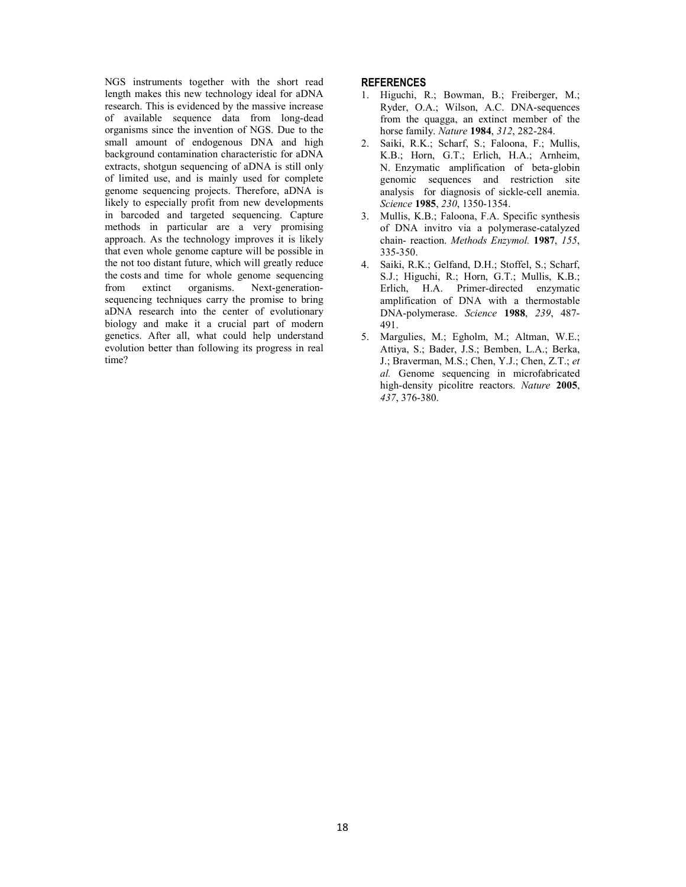NGS instruments together with the short read length makes this new technology ideal for aDNA research. This is evidenced by the massive increase of available sequence data from long-dead organisms since the invention of NGS. Due to the small amount of endogenous DNA and high background contamination characteristic for aDNA extracts, shotgun sequencing of aDNA is still only of limited use, and is mainly used for complete genome sequencing projects. Therefore, aDNA is likely to especially profit from new developments in barcoded and targeted sequencing. Capture methods in particular are a very promising approach. As the technology improves it is likely that even whole genome capture will be possible in the not too distant future, which will greatly reduce the costs and time for whole genome sequencing from extinct organisms. Next-generation-sequencing techniques carry the promise to bring aDNA research into the center of evolutionary biology and make it a crucial part of modern genetics. After all, what could help understand evolution better than following its progress in real time?

## REFERENCES

1. Higuchi, R.; Bowman, B.; Freiberger, M.; Ryder, O.A.; Wilson, A.C. DNA-sequences from the quagga, an extinct member of the horse family. *Nature* **1984**, *312*, 282-284.
2. Saiki, R.K.; Scharf, S.; Faloona, F.; Mullis, K.B.; Horn, G.T.; Erlich, H.A.; Arnheim, N. Enzymatic amplification of beta-globin genomic sequences and restriction site analysis for diagnosis of sickle-cell anemia. *Science* **1985**, *230*, 1350-1354.
3. Mullis, K.B.; Faloona, F.A. Specific synthesis of DNA invitro via a polymerase-catalyzed chain- reaction. *Methods Enzymol.* **1987**, *155*, 335-350.
4. Saiki, R.K.; Gelfand, D.H.; Stoffel, S.; Scharf, S.J.; Higuchi, R.; Horn, G.T.; Mullis, K.B.; Erlich, H.A. Primer-directed enzymatic amplification of DNA with a thermostable DNA-polymerase. *Science* **1988**, *239*, 487-491.
5. Margulies, M.; Egholm, M.; Altman, W.E.; Attiya, S.; Bader, J.S.; Bemben, L.A.; Berka, J.; Braverman, M.S.; Chen, Y.J.; Chen, Z.T.; *et al.* Genome sequencing in microfabricated high-density picolitre reactors. *Nature* **2005**, *437*, 376-380.